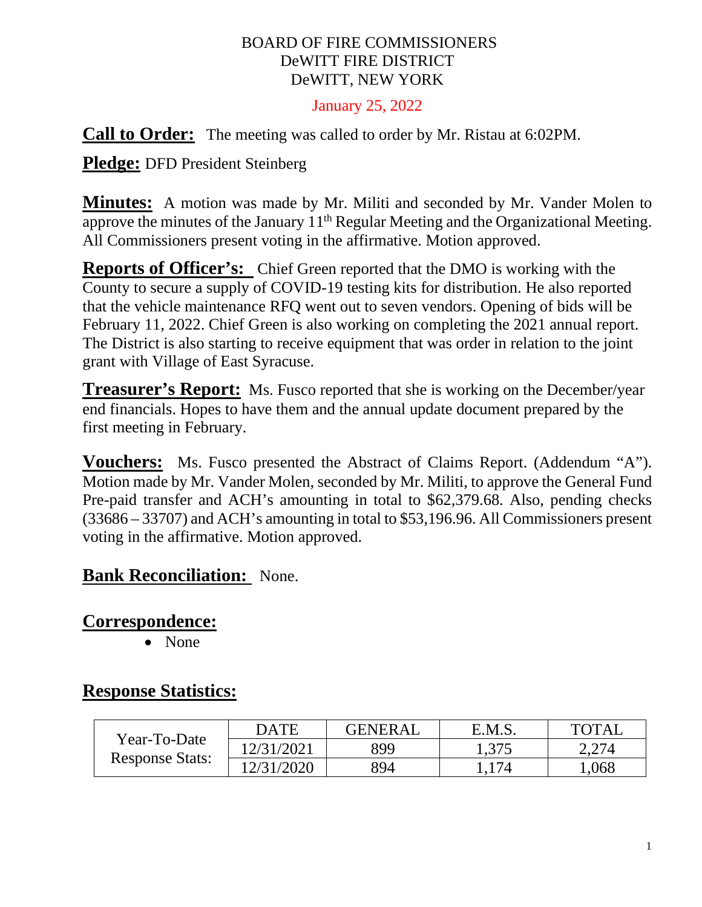BOARD OF FIRE COMMISSIONERS
DeWITT FIRE DISTRICT
DeWITT, NEW YORK

January 25, 2022

**Call to Order:** The meeting was called to order by Mr. Ristau at 6:02PM.

**Pledge:** DFD President Steinberg

**Minutes:** A motion was made by Mr. Militi and seconded by Mr. Vander Molen to approve the minutes of the January 11th Regular Meeting and the Organizational Meeting. All Commissioners present voting in the affirmative. Motion approved.

**Reports of Officer's:** Chief Green reported that the DMO is working with the County to secure a supply of COVID-19 testing kits for distribution. He also reported that the vehicle maintenance RFQ went out to seven vendors. Opening of bids will be February 11, 2022. Chief Green is also working on completing the 2021 annual report. The District is also starting to receive equipment that was order in relation to the joint grant with Village of East Syracuse.

**Treasurer's Report:** Ms. Fusco reported that she is working on the December/year end financials. Hopes to have them and the annual update document prepared by the first meeting in February.

**Vouchers:** Ms. Fusco presented the Abstract of Claims Report. (Addendum "A"). Motion made by Mr. Vander Molen, seconded by Mr. Militi, to approve the General Fund Pre-paid transfer and ACH's amounting in total to $62,379.68. Also, pending checks (33686 – 33707) and ACH's amounting in total to $53,196.96. All Commissioners present voting in the affirmative. Motion approved.

**Bank Reconciliation:** None.

**Correspondence:**

- None

**Response Statistics:**

| Year-To-Date Response Stats: | DATE | GENERAL | E.M.S. | TOTAL |
|---|---|---|---|---|
| | 12/31/2021 | 899 | 1,375 | 2,274 |
| | 12/31/2020 | 894 | 1,174 | 1,068 |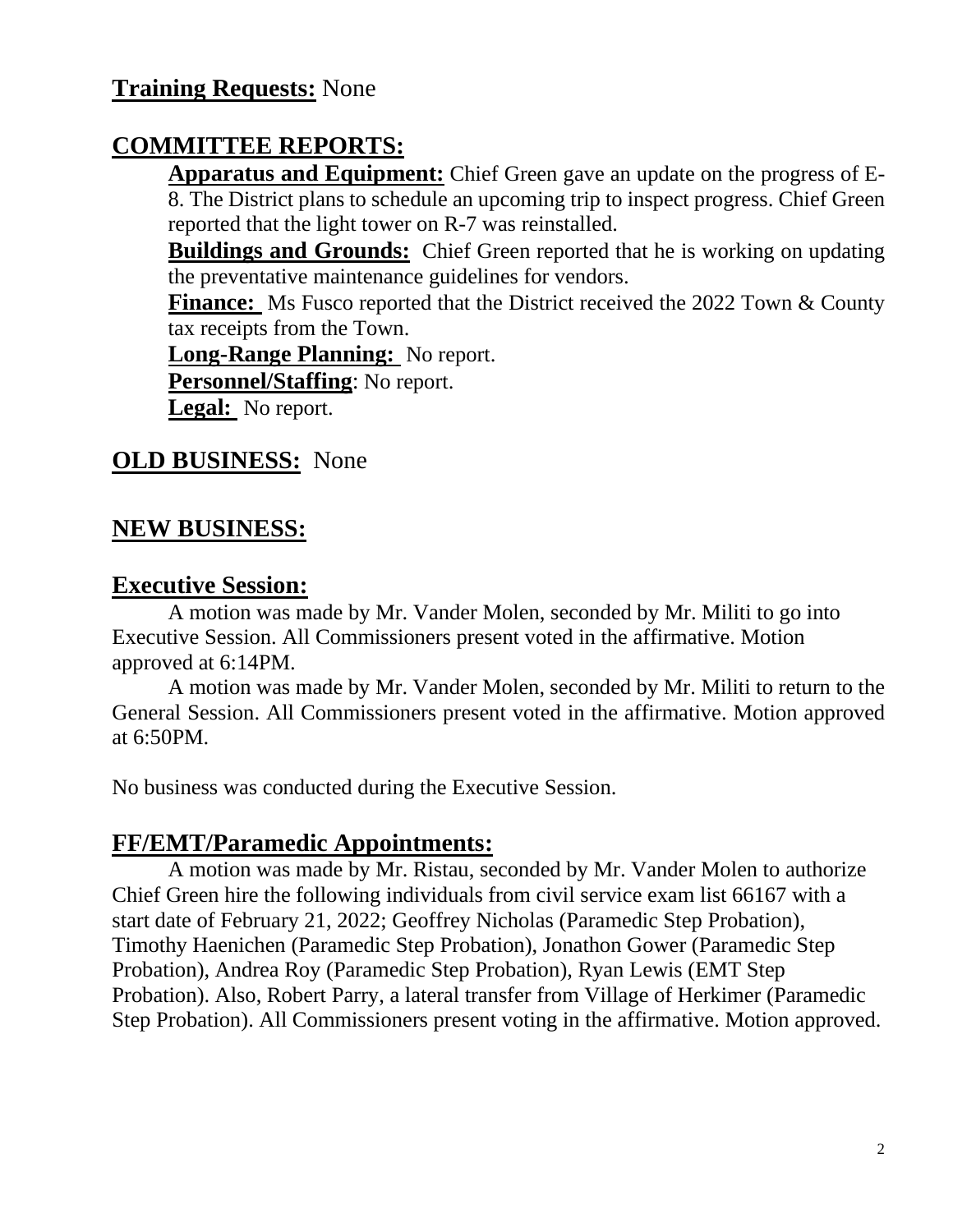## **Training Requests:** None

## **COMMITTEE REPORTS:**

**Apparatus and Equipment:** Chief Green gave an update on the progress of E-8. The District plans to schedule an upcoming trip to inspect progress. Chief Green reported that the light tower on R-7 was reinstalled.

**Buildings and Grounds:** Chief Green reported that he is working on updating the preventative maintenance guidelines for vendors.

**Finance:** Ms Fusco reported that the District received the 2022 Town & County tax receipts from the Town.

**Long-Range Planning:** No report.

**Personnel/Staffing**: No report.

**Legal:** No report.

## **OLD BUSINESS:** None

## **NEW BUSINESS:**

### **Executive Session:**

A motion was made by Mr. Vander Molen, seconded by Mr. Militi to go into Executive Session. All Commissioners present voted in the affirmative. Motion approved at 6:14PM.

A motion was made by Mr. Vander Molen, seconded by Mr. Militi to return to the General Session. All Commissioners present voted in the affirmative. Motion approved at 6:50PM.

No business was conducted during the Executive Session.

### **FF/EMT/Paramedic Appointments:**

A motion was made by Mr. Ristau, seconded by Mr. Vander Molen to authorize Chief Green hire the following individuals from civil service exam list 66167 with a start date of February 21, 2022; Geoffrey Nicholas (Paramedic Step Probation), Timothy Haenichen (Paramedic Step Probation), Jonathon Gower (Paramedic Step Probation), Andrea Roy (Paramedic Step Probation), Ryan Lewis (EMT Step Probation). Also, Robert Parry, a lateral transfer from Village of Herkimer (Paramedic Step Probation). All Commissioners present voting in the affirmative. Motion approved.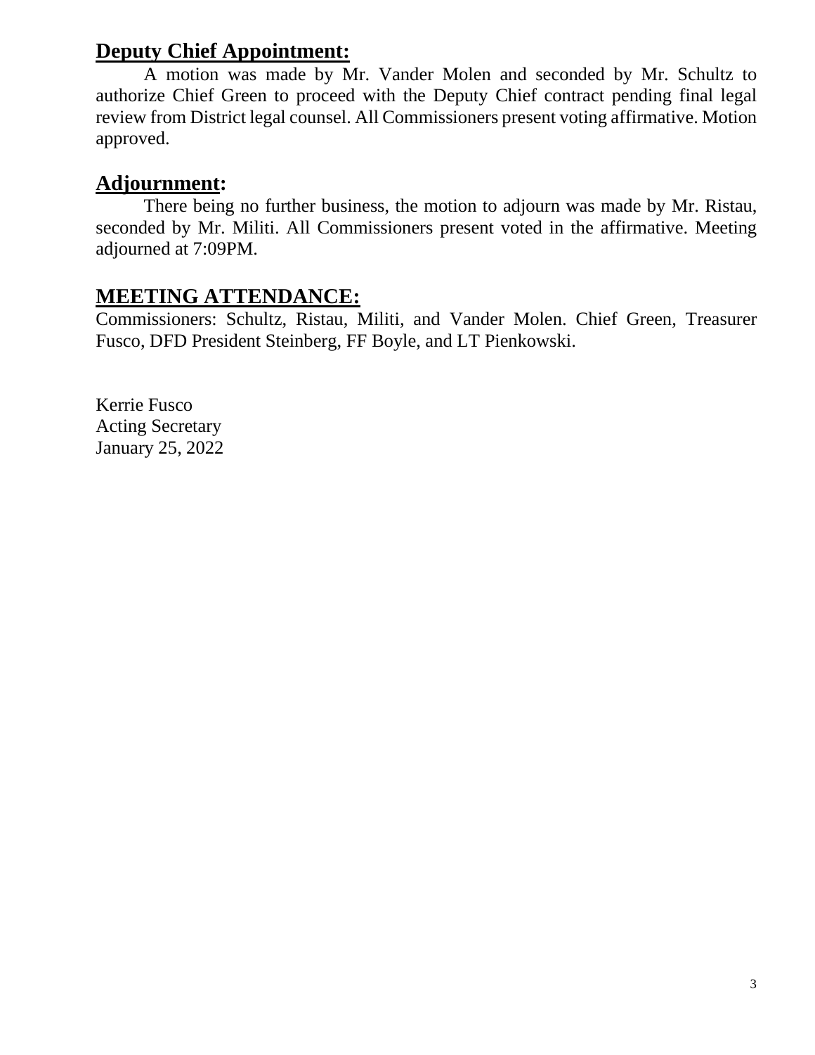## Deputy Chief Appointment:

A motion was made by Mr. Vander Molen and seconded by Mr. Schultz to authorize Chief Green to proceed with the Deputy Chief contract pending final legal review from District legal counsel. All Commissioners present voting affirmative. Motion approved.

## Adjournment:

There being no further business, the motion to adjourn was made by Mr. Ristau, seconded by Mr. Militi. All Commissioners present voted in the affirmative. Meeting adjourned at 7:09PM.

## MEETING ATTENDANCE:

Commissioners: Schultz, Ristau, Militi, and Vander Molen. Chief Green, Treasurer Fusco, DFD President Steinberg, FF Boyle, and LT Pienkowski.

Kerrie Fusco
Acting Secretary
January 25, 2022